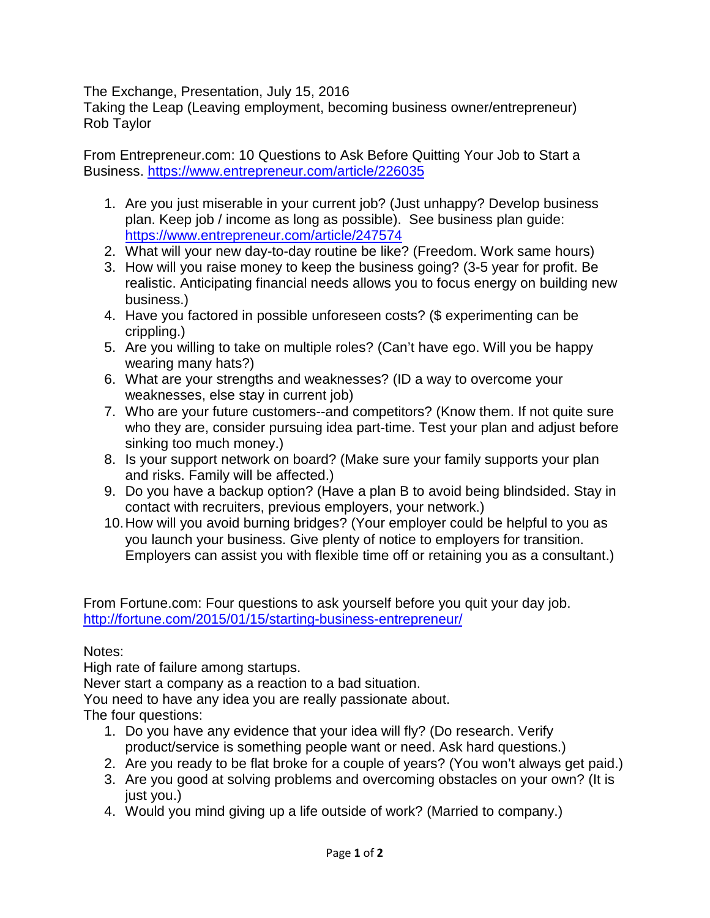The Exchange, Presentation, July 15, 2016
Taking the Leap (Leaving employment, becoming business owner/entrepreneur)
Rob Taylor

From Entrepreneur.com: 10 Questions to Ask Before Quitting Your Job to Start a Business. https://www.entrepreneur.com/article/226035

1. Are you just miserable in your current job? (Just unhappy? Develop business plan. Keep job / income as long as possible). See business plan guide: https://www.entrepreneur.com/article/247574
2. What will your new day-to-day routine be like? (Freedom. Work same hours)
3. How will you raise money to keep the business going? (3-5 year for profit. Be realistic. Anticipating financial needs allows you to focus energy on building new business.)
4. Have you factored in possible unforeseen costs? ($ experimenting can be crippling.)
5. Are you willing to take on multiple roles? (Can't have ego. Will you be happy wearing many hats?)
6. What are your strengths and weaknesses? (ID a way to overcome your weaknesses, else stay in current job)
7. Who are your future customers--and competitors? (Know them. If not quite sure who they are, consider pursuing idea part-time. Test your plan and adjust before sinking too much money.)
8. Is your support network on board? (Make sure your family supports your plan and risks. Family will be affected.)
9. Do you have a backup option? (Have a plan B to avoid being blindsided. Stay in contact with recruiters, previous employers, your network.)
10. How will you avoid burning bridges? (Your employer could be helpful to you as you launch your business. Give plenty of notice to employers for transition. Employers can assist you with flexible time off or retaining you as a consultant.)

From Fortune.com: Four questions to ask yourself before you quit your day job. http://fortune.com/2015/01/15/starting-business-entrepreneur/

Notes:
High rate of failure among startups.
Never start a company as a reaction to a bad situation.
You need to have any idea you are really passionate about.
The four questions:

1. Do you have any evidence that your idea will fly? (Do research. Verify product/service is something people want or need. Ask hard questions.)
2. Are you ready to be flat broke for a couple of years? (You won't always get paid.)
3. Are you good at solving problems and overcoming obstacles on your own? (It is just you.)
4. Would you mind giving up a life outside of work? (Married to company.)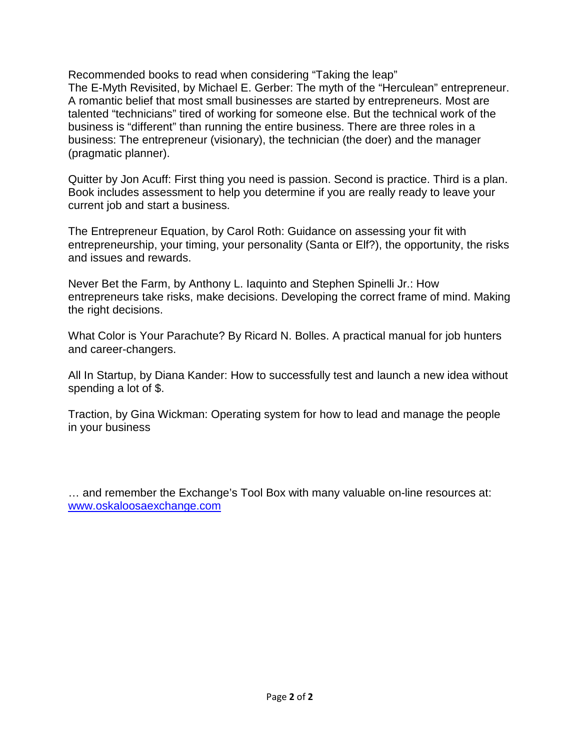Recommended books to read when considering “Taking the leap”
The E-Myth Revisited, by Michael E. Gerber: The myth of the “Herculean” entrepreneur. A romantic belief that most small businesses are started by entrepreneurs. Most are talented “technicians” tired of working for someone else. But the technical work of the business is “different” than running the entire business. There are three roles in a business: The entrepreneur (visionary), the technician (the doer) and the manager (pragmatic planner).

Quitter by Jon Acuff: First thing you need is passion. Second is practice. Third is a plan. Book includes assessment to help you determine if you are really ready to leave your current job and start a business.

The Entrepreneur Equation, by Carol Roth: Guidance on assessing your fit with entrepreneurship, your timing, your personality (Santa or Elf?), the opportunity, the risks and issues and rewards.

Never Bet the Farm, by Anthony L. Iaquinto and Stephen Spinelli Jr.: How entrepreneurs take risks, make decisions. Developing the correct frame of mind. Making the right decisions.

What Color is Your Parachute? By Ricard N. Bolles. A practical manual for job hunters and career-changers.

All In Startup, by Diana Kander: How to successfully test and launch a new idea without spending a lot of $.

Traction, by Gina Wickman: Operating system for how to lead and manage the people in your business

… and remember the Exchange’s Tool Box with many valuable on-line resources at: [www.oskaloosaexchange.com](http://www.oskaloosaexchange.com)